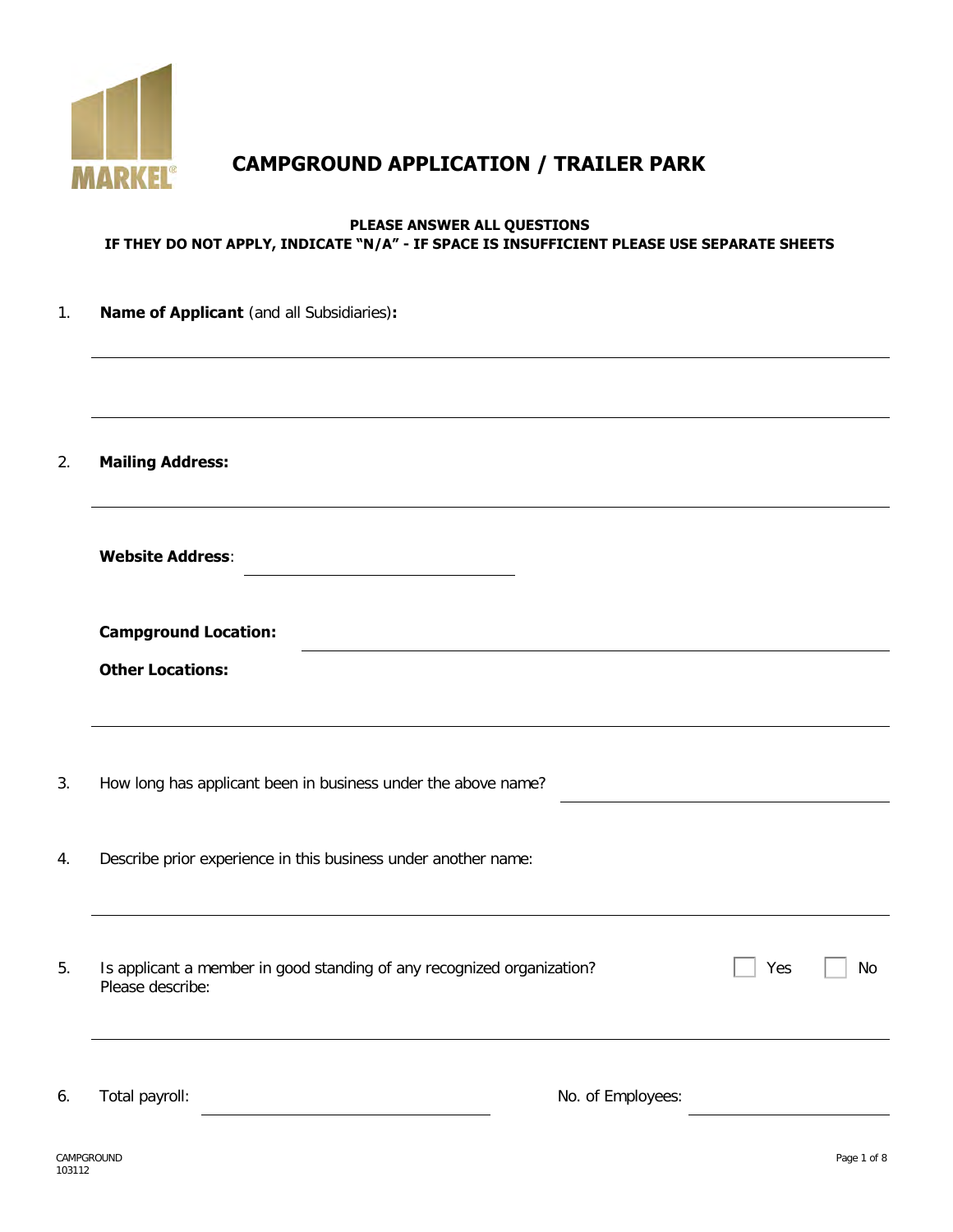# CAMPGROUND APPLICATION / TRAILER PARK

**PLEASE ANSWER ALL QUESTIONS**
**IF THEY DO NOT APPLY, INDICATE "N/A" - IF SPACE IS INSUFFICIENT PLEASE USE SEPARATE SHEETS**

1. **Name of Applicant** (and all Subsidiaries)**:**

   ______________________________________________

   ______________________________________________

2. **Mailing Address:**

   ______________________________________________

   **Website Address**: ______________________

   **Campground Location:** ______________________

   **Other Locations:**

   ______________________________________________

3. How long has applicant been in business under the above name? ______________________

4. Describe prior experience in this business under another name:

   ______________________________________________

5. Is applicant a member in good standing of any recognized organization? ☐ Yes ☐ No
   Please describe:

   ______________________________________________

6. Total payroll: ______________________ No. of Employees: ______________________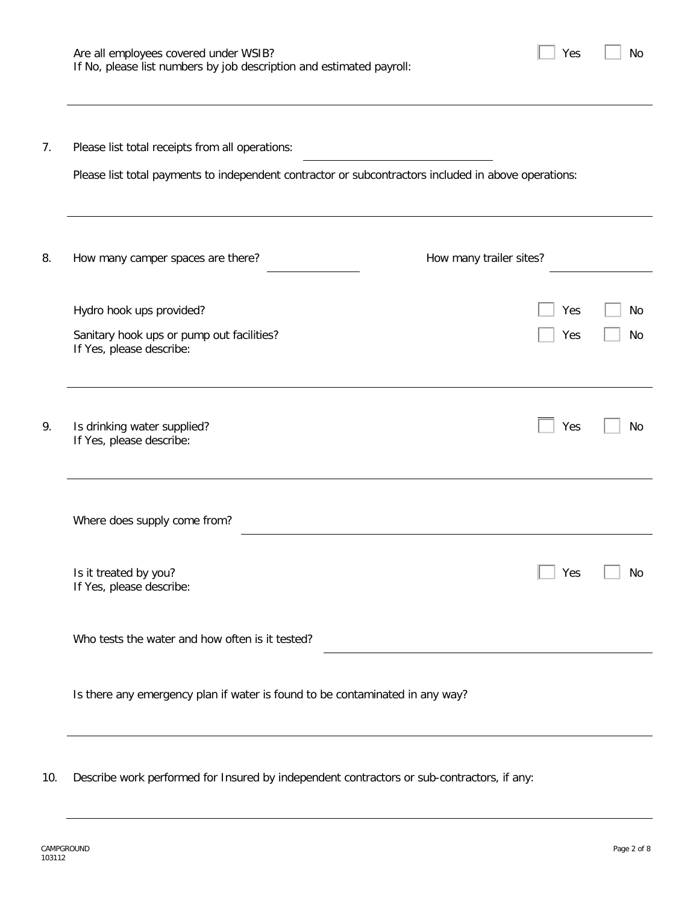Are all employees covered under WSIB? ☐ Yes ☐ No
If No, please list numbers by job description and estimated payroll:

______________________________________________________________________

7. Please list total receipts from all operations: ______________________

   Please list total payments to independent contractor or subcontractors included in above operations:

______________________________________________________________________

8. How many camper spaces are there? ______________ How many trailer sites? ______________

   Hydro hook ups provided? ☐ Yes ☐ No

   Sanitary hook ups or pump out facilities? ☐ Yes ☐ No
   If Yes, please describe:

______________________________________________________________________

9. Is drinking water supplied? ☐ Yes ☐ No
   If Yes, please describe:

______________________________________________________________________

   Where does supply come from? ______________________________________________

   Is it treated by you? ☐ Yes ☐ No
   If Yes, please describe:

   Who tests the water and how often is it tested? ______________________________

   Is there any emergency plan if water is found to be contaminated in any way?

______________________________________________________________________

10. Describe work performed for Insured by independent contractors or sub-contractors, if any:

______________________________________________________________________

CAMPGROUND
103112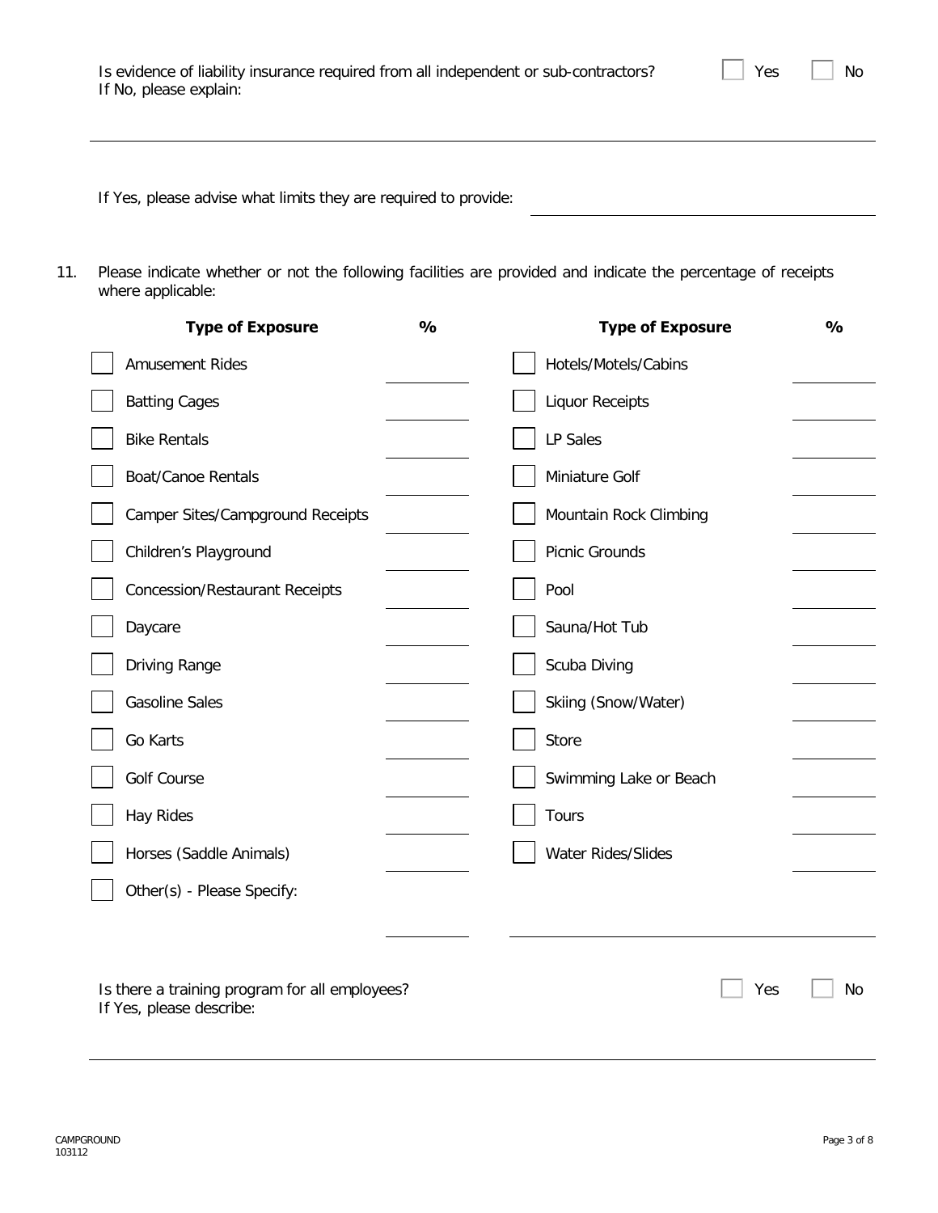Is evidence of liability insurance required from all independent or sub-contractors? ☐ Yes ☐ No

If No, please explain:

\_\_\_\_\_\_\_\_\_\_\_\_\_\_\_\_\_\_\_\_\_\_\_\_\_\_\_\_\_\_\_\_\_\_\_\_\_\_\_\_

If Yes, please advise what limits they are required to provide: \_\_\_\_\_\_\_\_\_\_\_\_\_\_\_\_\_\_\_\_

11. Please indicate whether or not the following facilities are provided and indicate the percentage of receipts where applicable:

| Type of Exposure | % | Type of Exposure | % |
|---|---|---|---|
| ☐ Amusement Rides | | ☐ Hotels/Motels/Cabins | |
| ☐ Batting Cages | | ☐ Liquor Receipts | |
| ☐ Bike Rentals | | ☐ LP Sales | |
| ☐ Boat/Canoe Rentals | | ☐ Miniature Golf | |
| ☐ Camper Sites/Campground Receipts | | ☐ Mountain Rock Climbing | |
| ☐ Children's Playground | | ☐ Picnic Grounds | |
| ☐ Concession/Restaurant Receipts | | ☐ Pool | |
| ☐ Daycare | | ☐ Sauna/Hot Tub | |
| ☐ Driving Range | | ☐ Scuba Diving | |
| ☐ Gasoline Sales | | ☐ Skiing (Snow/Water) | |
| ☐ Go Karts | | ☐ Store | |
| ☐ Golf Course | | ☐ Swimming Lake or Beach | |
| ☐ Hay Rides | | ☐ Tours | |
| ☐ Horses (Saddle Animals) | | ☐ Water Rides/Slides | |
| ☐ Other(s) - Please Specify: | | | |

Is there a training program for all employees? ☐ Yes ☐ No

If Yes, please describe:

\_\_\_\_\_\_\_\_\_\_\_\_\_\_\_\_\_\_\_\_\_\_\_\_\_\_\_\_\_\_\_\_\_\_\_\_\_\_\_\_

CAMPGROUND
103112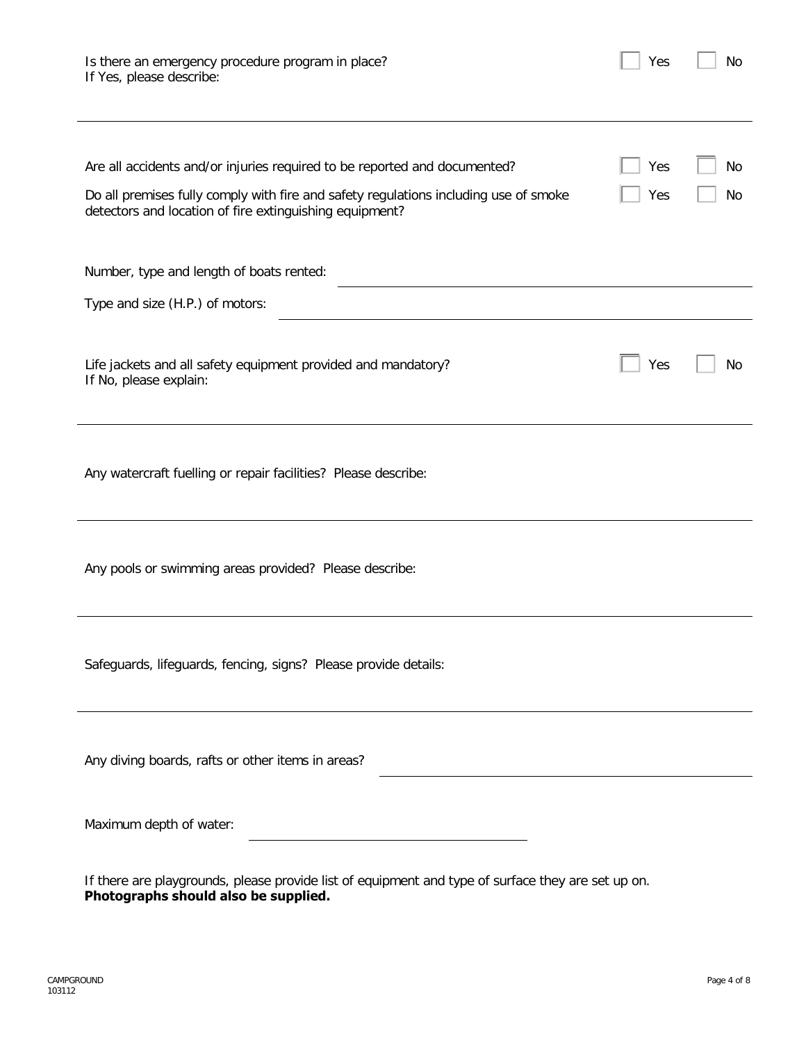Is there an emergency procedure program in place? ☐ Yes ☐ No
If Yes, please describe:

---

Are all accidents and/or injuries required to be reported and documented? ☐ Yes ☐ No

Do all premises fully comply with fire and safety regulations including use of smoke detectors and location of fire extinguishing equipment? ☐ Yes ☐ No

Number, type and length of boats rented: ____________________

Type and size (H.P.) of motors: ____________________

Life jackets and all safety equipment provided and mandatory? ☐ Yes ☐ No
If No, please explain:

---

Any watercraft fuelling or repair facilities? Please describe:

---

Any pools or swimming areas provided? Please describe:

---

Safeguards, lifeguards, fencing, signs? Please provide details:

---

Any diving boards, rafts or other items in areas? ____________________

Maximum depth of water: ____________________

If there are playgrounds, please provide list of equipment and type of surface they are set up on.
**Photographs should also be supplied.**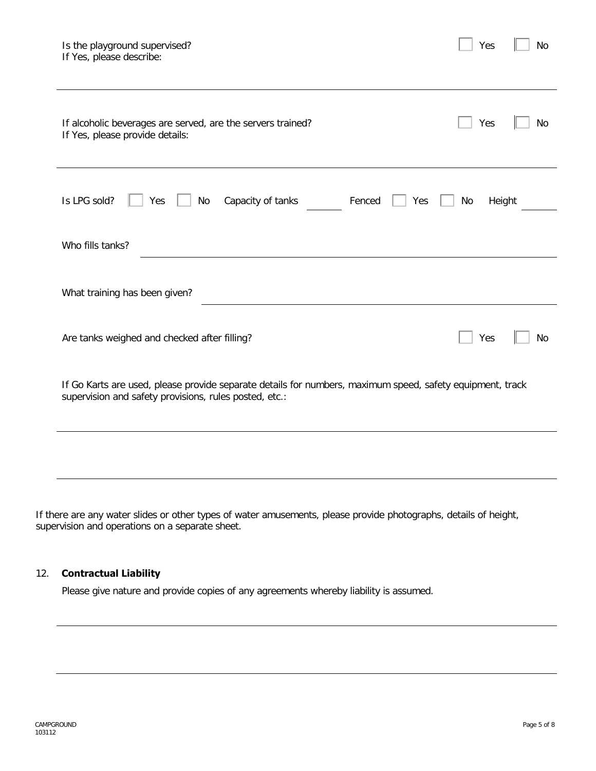Is the playground supervised? ☐ Yes ☐ No
If Yes, please describe:

---

If alcoholic beverages are served, are the servers trained? ☐ Yes ☐ No
If Yes, please provide details:

---

Is LPG sold? ☐ Yes ☐ No Capacity of tanks ______ Fenced ☐ Yes ☐ No Height ______

Who fills tanks? ______________________________

What training has been given? ______________________________

Are tanks weighed and checked after filling? ☐ Yes ☐ No

If Go Karts are used, please provide separate details for numbers, maximum speed, safety equipment, track supervision and safety provisions, rules posted, etc.:

---

---

If there are any water slides or other types of water amusements, please provide photographs, details of height, supervision and operations on a separate sheet.

## 12. Contractual Liability

Please give nature and provide copies of any agreements whereby liability is assumed.

---

---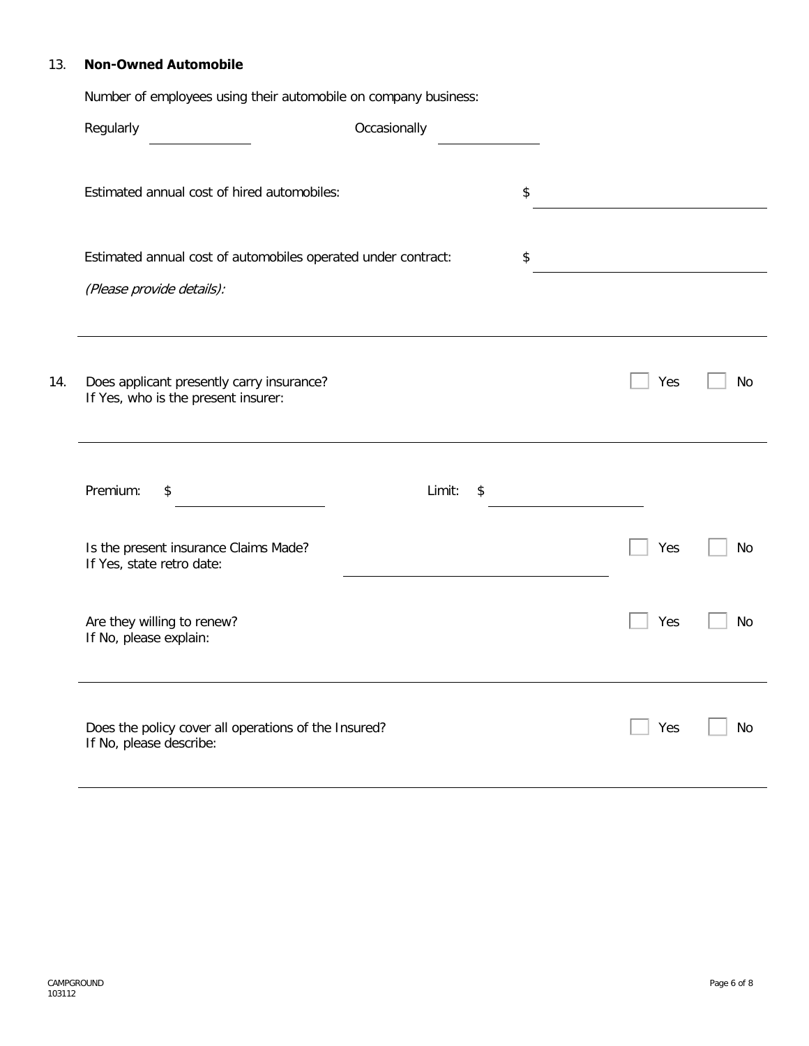13. **Non-Owned Automobile**

Number of employees using their automobile on company business:

Regularly ______________ Occasionally ______________

Estimated annual cost of hired automobiles: $ ______________

Estimated annual cost of automobiles operated under contract: $ ______________

*(Please provide details):*

---

14. Does applicant presently carry insurance? ☐ Yes ☐ No
If Yes, who is the present insurer:

---

Premium: $ ______________ Limit: $ ______________

Is the present insurance Claims Made? ☐ Yes ☐ No
If Yes, state retro date: ______________

Are they willing to renew? ☐ Yes ☐ No
If No, please explain:

---

Does the policy cover all operations of the Insured? ☐ Yes ☐ No
If No, please describe:

---

CAMPGROUND
103112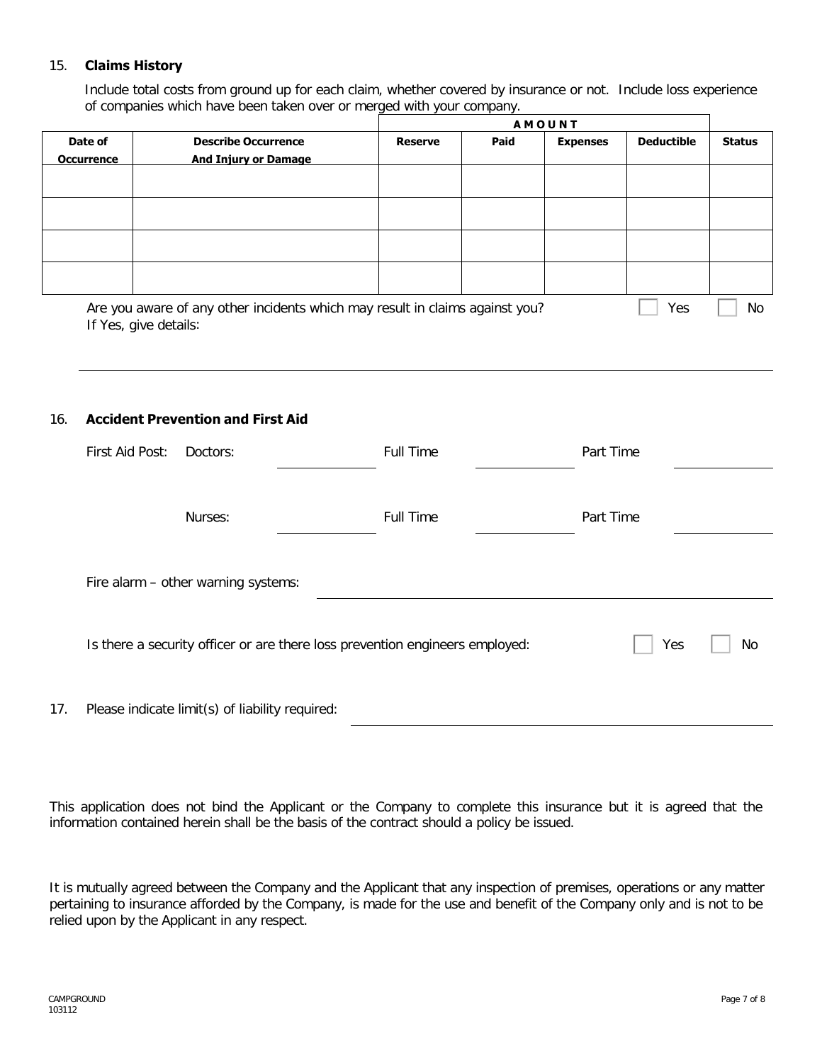### 15. **Claims History**

Include total costs from ground up for each claim, whether covered by insurance or not. Include loss experience of companies which have been taken over or merged with your company.

| | | AMOUNT | | | | |
|---|---|---|---|---|---|---|
| **Date of Occurrence** | **Describe Occurrence And Injury or Damage** | **Reserve** | **Paid** | **Expenses** | **Deductible** | **Status** |
| | | | | | | |
| | | | | | | |
| | | | | | | |
| | | | | | | |

Are you aware of any other incidents which may result in claims against you? ☐ Yes ☐ No

If Yes, give details: \_\_\_\_\_\_\_\_\_\_\_\_\_\_\_\_\_\_\_\_\_\_\_\_\_\_\_\_\_\_\_\_\_\_\_\_\_\_\_\_

### 16. **Accident Prevention and First Aid**

First Aid Post: Doctors: \_\_\_\_\_\_\_\_\_\_ Full Time \_\_\_\_\_\_\_\_\_\_ Part Time \_\_\_\_\_\_\_\_\_\_

Nurses: \_\_\_\_\_\_\_\_\_\_ Full Time \_\_\_\_\_\_\_\_\_\_ Part Time \_\_\_\_\_\_\_\_\_\_

Fire alarm – other warning systems: \_\_\_\_\_\_\_\_\_\_\_\_\_\_\_\_\_\_\_\_\_\_\_\_\_\_\_\_\_\_\_\_\_\_\_\_\_\_\_\_

Is there a security officer or are there loss prevention engineers employed: ☐ Yes ☐ No

### 17. Please indicate limit(s) of liability required: \_\_\_\_\_\_\_\_\_\_\_\_\_\_\_\_\_\_\_\_\_\_\_\_\_\_\_\_\_\_\_\_\_\_\_\_\_\_\_\_

This application does not bind the Applicant or the Company to complete this insurance but it is agreed that the information contained herein shall be the basis of the contract should a policy be issued.

It is mutually agreed between the Company and the Applicant that any inspection of premises, operations or any matter pertaining to insurance afforded by the Company, is made for the use and benefit of the Company only and is not to be relied upon by the Applicant in any respect.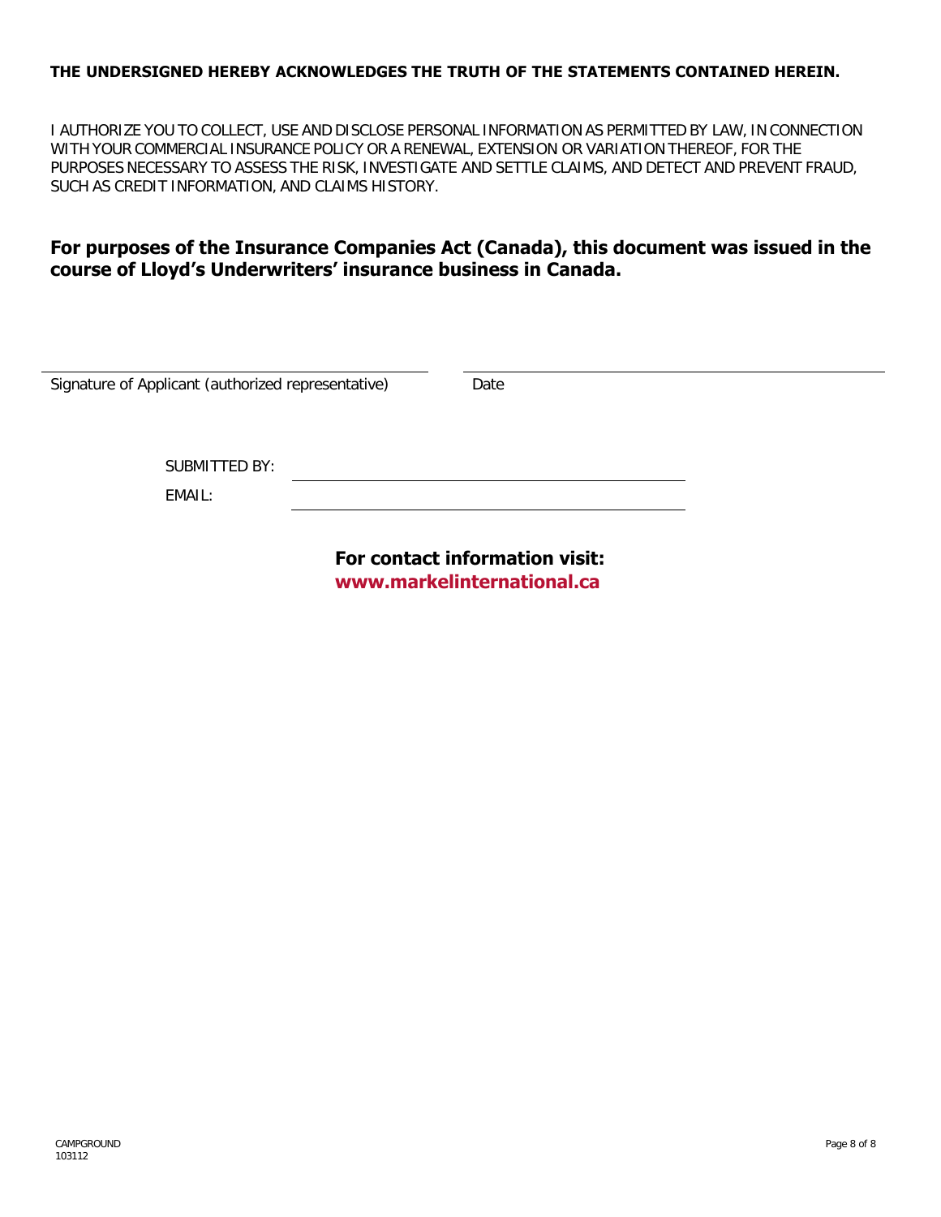**THE UNDERSIGNED HEREBY ACKNOWLEDGES THE TRUTH OF THE STATEMENTS CONTAINED HEREIN.**

I AUTHORIZE YOU TO COLLECT, USE AND DISCLOSE PERSONAL INFORMATION AS PERMITTED BY LAW, IN CONNECTION WITH YOUR COMMERCIAL INSURANCE POLICY OR A RENEWAL, EXTENSION OR VARIATION THEREOF, FOR THE PURPOSES NECESSARY TO ASSESS THE RISK, INVESTIGATE AND SETTLE CLAIMS, AND DETECT AND PREVENT FRAUD, SUCH AS CREDIT INFORMATION, AND CLAIMS HISTORY.

**For purposes of the Insurance Companies Act (Canada), this document was issued in the course of Lloyd's Underwriters' insurance business in Canada.**

\_\_\_\_\_\_\_\_\_\_\_\_\_\_\_\_\_\_\_\_\_\_\_\_\_\_\_\_\_\_\_\_\_\_\_\_\_\_\_\_ \_\_\_\_\_\_\_\_\_\_\_\_\_\_\_\_\_\_\_\_\_\_\_\_\_\_\_\_\_\_\_\_\_\_\_\_\_\_\_\_

Signature of Applicant (authorized representative) Date

SUBMITTED BY: \_\_\_\_\_\_\_\_\_\_\_\_\_\_\_\_\_\_\_\_\_\_\_\_\_\_\_\_\_\_\_\_\_\_\_\_\_\_\_\_

EMAIL: \_\_\_\_\_\_\_\_\_\_\_\_\_\_\_\_\_\_\_\_\_\_\_\_\_\_\_\_\_\_\_\_\_\_\_\_\_\_\_\_

**For contact information visit:**
**www.markelinternational.ca**

CAMPGROUND
103112